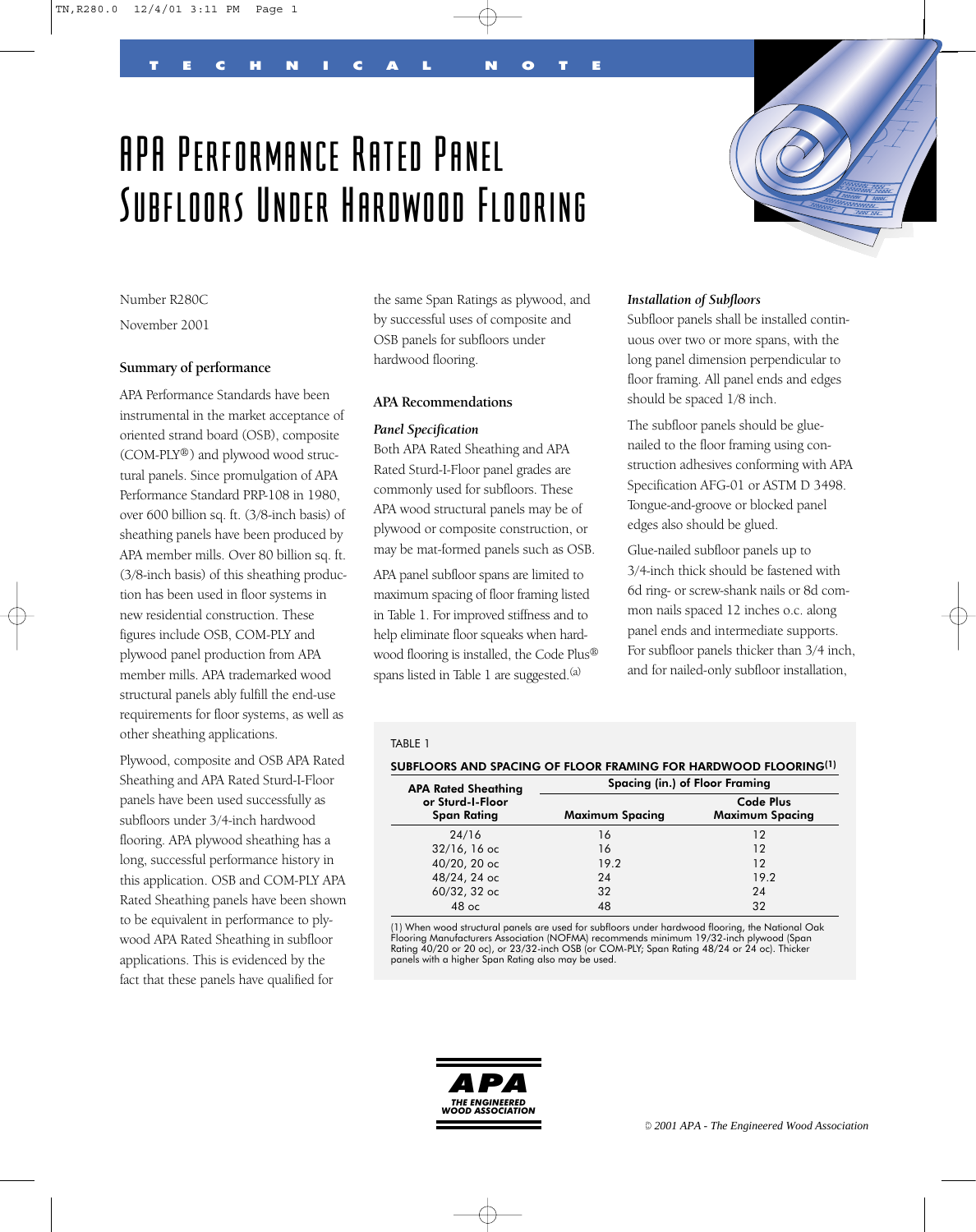TECHNICAL NOTE

# APA Performance Rated Panel Subfloors Under Hardwood Flooring

Number R280C

November 2001

### Summary of performance

APA Performance Standards have been instrumental in the market acceptance of oriented strand board (OSB), composite (COM-PLY®) and plywood wood structural panels. Since promulgation of APA Performance Standard PRP-108 in 1980, over 600 billion sq. ft. (3/8-inch basis) of sheathing panels have been produced by APA member mills. Over 80 billion sq. ft. (3/8-inch basis) of this sheathing production has been used in floor systems in new residential construction. These figures include OSB, COM-PLY and plywood panel production from APA member mills. APA trademarked wood structural panels ably fulfill the end-use requirements for floor systems, as well as other sheathing applications.

Plywood, composite and OSB APA Rated Sheathing and APA Rated Sturd-I-Floor panels have been used successfully as subfloors under 3/4-inch hardwood flooring. APA plywood sheathing has a long, successful performance history in this application. OSB and COM-PLY APA Rated Sheathing panels have been shown to be equivalent in performance to plywood APA Rated Sheathing in subfloor applications. This is evidenced by the fact that these panels have qualified for the same Span Ratings as plywood, and by successful uses of composite and OSB panels for subfloors under hardwood flooring.

### APA Recommendations

***Panel Specification***

Both APA Rated Sheathing and APA Rated Sturd-I-Floor panel grades are commonly used for subfloors. These APA wood structural panels may be of plywood or composite construction, or may be mat-formed panels such as OSB.

APA panel subfloor spans are limited to maximum spacing of floor framing listed in Table 1. For improved stiffness and to help eliminate floor squeaks when hardwood flooring is installed, the Code Plus® spans listed in Table 1 are suggested.[a]

***Installation of Subfloors***

Subfloor panels shall be installed continuous over two or more spans, with the long panel dimension perpendicular to floor framing. All panel ends and edges should be spaced 1/8 inch.

The subfloor panels should be glue-nailed to the floor framing using construction adhesives conforming with APA Specification AFG-01 or ASTM D 3498. Tongue-and-groove or blocked panel edges also should be glued.

Glue-nailed subfloor panels up to 3/4-inch thick should be fastened with 6d ring- or screw-shank nails or 8d common nails spaced 12 inches o.c. along panel ends and intermediate supports. For subfloor panels thicker than 3/4 inch, and for nailed-only subfloor installation,

TABLE 1

**SUBFLOORS AND SPACING OF FLOOR FRAMING FOR HARDWOOD FLOORING[1]**

| APA Rated Sheathing or Sturd-I-Floor Span Rating | Spacing (in.) of Floor Framing | |
|---|---|---|
| | Maximum Spacing | Code Plus Maximum Spacing |
| 24/16 | 16 | 12 |
| 32/16, 16 oc | 16 | 12 |
| 40/20, 20 oc | 19.2 | 12 |
| 48/24, 24 oc | 24 | 19.2 |
| 60/32, 32 oc | 32 | 24 |
| 48 oc | 48 | 32 |

(1) When wood structural panels are used for subfloors under hardwood flooring, the National Oak Flooring Manufacturers Association (NOFMA) recommends minimum 19/32-inch plywood (Span Rating 40/20 or 20 oc), or 23/32-inch OSB (or COM-PLY; Span Rating 48/24 or 24 oc). Thicker panels with a higher Span Rating also may be used.

APA THE ENGINEERED WOOD ASSOCIATION

© 2001 APA - The Engineered Wood Association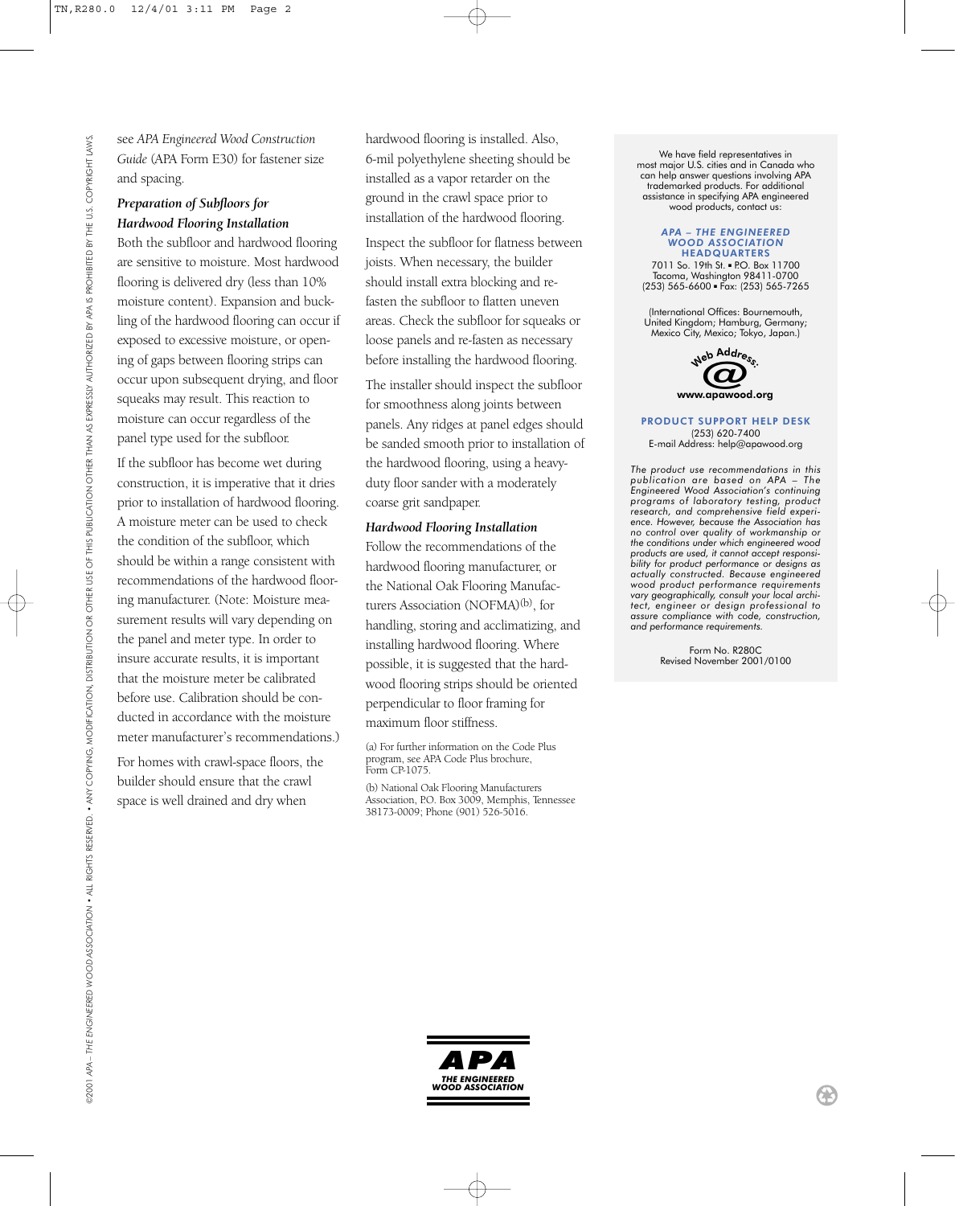see *APA Engineered Wood Construction Guide* (APA Form E30) for fastener size and spacing.

### *Preparation of Subfloors for Hardwood Flooring Installation*

Both the subfloor and hardwood flooring are sensitive to moisture. Most hardwood flooring is delivered dry (less than 10% moisture content). Expansion and buckling of the hardwood flooring can occur if exposed to excessive moisture, or opening of gaps between flooring strips can occur upon subsequent drying, and floor squeaks may result. This reaction to moisture can occur regardless of the panel type used for the subfloor.

If the subfloor has become wet during construction, it is imperative that it dries prior to installation of hardwood flooring. A moisture meter can be used to check the condition of the subfloor, which should be within a range consistent with recommendations of the hardwood flooring manufacturer. (Note: Moisture measurement results will vary depending on the panel and meter type. In order to insure accurate results, it is important that the moisture meter be calibrated before use. Calibration should be conducted in accordance with the moisture meter manufacturer's recommendations.)

For homes with crawl-space floors, the builder should ensure that the crawl space is well drained and dry when hardwood flooring is installed. Also, 6-mil polyethylene sheeting should be installed as a vapor retarder on the ground in the crawl space prior to installation of the hardwood flooring.

Inspect the subfloor for flatness between joists. When necessary, the builder should install extra blocking and refasten the subfloor to flatten uneven areas. Check the subfloor for squeaks or loose panels and re-fasten as necessary before installing the hardwood flooring.

The installer should inspect the subfloor for smoothness along joints between panels. Any ridges at panel edges should be sanded smooth prior to installation of the hardwood flooring, using a heavy-duty floor sander with a moderately coarse grit sandpaper.

### *Hardwood Flooring Installation*

Follow the recommendations of the hardwood flooring manufacturer, or the National Oak Flooring Manufacturers Association (NOFMA)[b], for handling, storing and acclimatizing, and installing hardwood flooring. Where possible, it is suggested that the hardwood flooring strips should be oriented perpendicular to floor framing for maximum floor stiffness.

(a) For further information on the Code Plus program, see APA Code Plus brochure, Form CP-1075.

(b) National Oak Flooring Manufacturers Association, P.O. Box 3009, Memphis, Tennessee 38173-0009; Phone (901) 526-5016.

---

We have field representatives in most major U.S. cities and in Canada who can help answer questions involving APA trademarked products. For additional assistance in specifying APA engineered wood products, contact us:

**APA – THE ENGINEERED WOOD ASSOCIATION HEADQUARTERS**
7011 So. 19th St. ▪ P.O. Box 11700
Tacoma, Washington 98411-0700
(253) 565-6600 ▪ Fax: (253) 565-7265

(International Offices: Bournemouth, United Kingdom; Hamburg, Germany; Mexico City, Mexico; Tokyo, Japan.)

Web Address:
www.apawood.org

**PRODUCT SUPPORT HELP DESK**
(253) 620-7400
E-mail Address: help@apawood.org

*The product use recommendations in this publication are based on APA – The Engineered Wood Association's continuing programs of laboratory testing, product research, and comprehensive field experience. However, because the Association has no control over quality of workmanship or the conditions under which engineered wood products are used, it cannot accept responsibility for product performance or designs as actually constructed. Because engineered wood product performance requirements vary geographically, consult your local architect, engineer or design professional to assure compliance with code, construction, and performance requirements.*

Form No. R280C
Revised November 2001/0100

APA
THE ENGINEERED WOOD ASSOCIATION

©2001 APA – THE ENGINEERED WOOD ASSOCIATION • ALL RIGHTS RESERVED. • ANY COPYING, MODIFICATION, DISTRIBUTION OR OTHER USE OF THIS PUBLICATION OTHER THAN AS EXPRESSLY AUTHORIZED BY APA IS PROHIBITED BY THE U.S. COPYRIGHT LAWS.